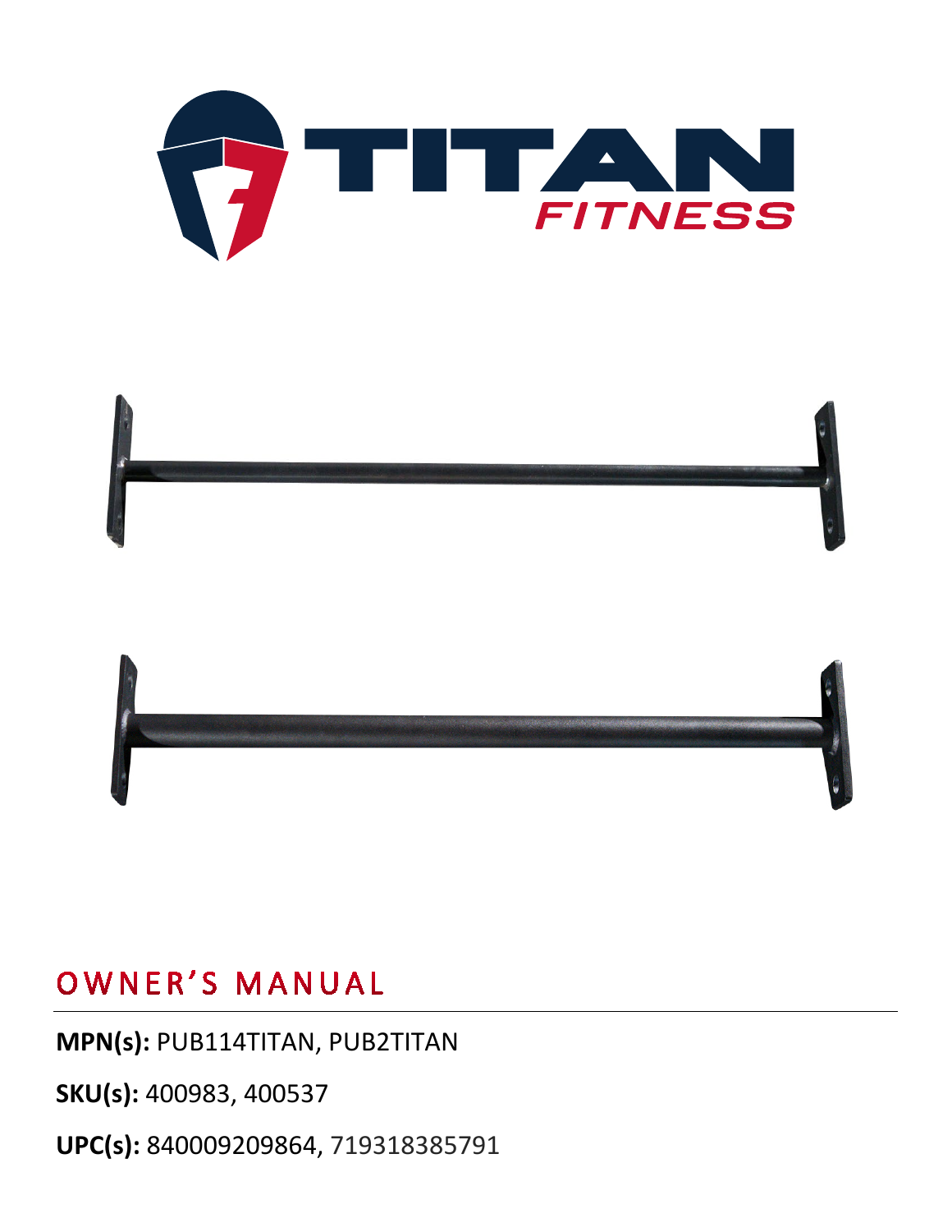# TITAN FITNESS

## OWNER'S MANUAL

**MPN(s):** PUB114TITAN, PUB2TITAN

**SKU(s):** 400983, 400537

**UPC(s):** 840009209864, 719318385791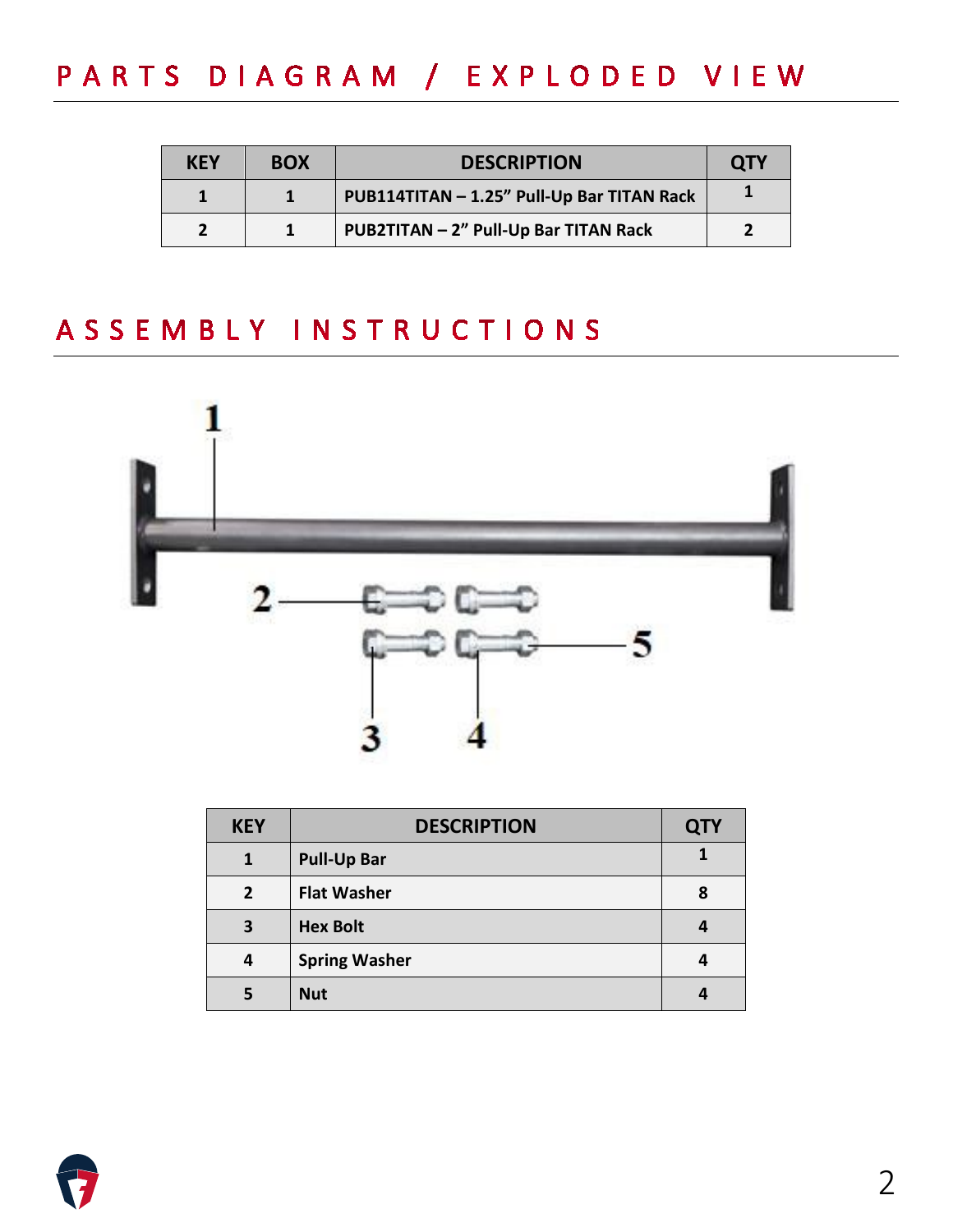# PARTS DIAGRAM / EXPLODED VIEW

| KEY | BOX | DESCRIPTION | QTY |
|---|---|---|---|
| 1 | 1 | PUB114TITAN – 1.25" Pull-Up Bar TITAN Rack | 1 |
| 2 | 1 | PUB2TITAN – 2" Pull-Up Bar TITAN Rack | 2 |

# ASSEMBLY INSTRUCTIONS

| KEY | DESCRIPTION | QTY |
|---|---|---|
| 1 | Pull-Up Bar | 1 |
| 2 | Flat Washer | 8 |
| 3 | Hex Bolt | 4 |
| 4 | Spring Washer | 4 |
| 5 | Nut | 4 |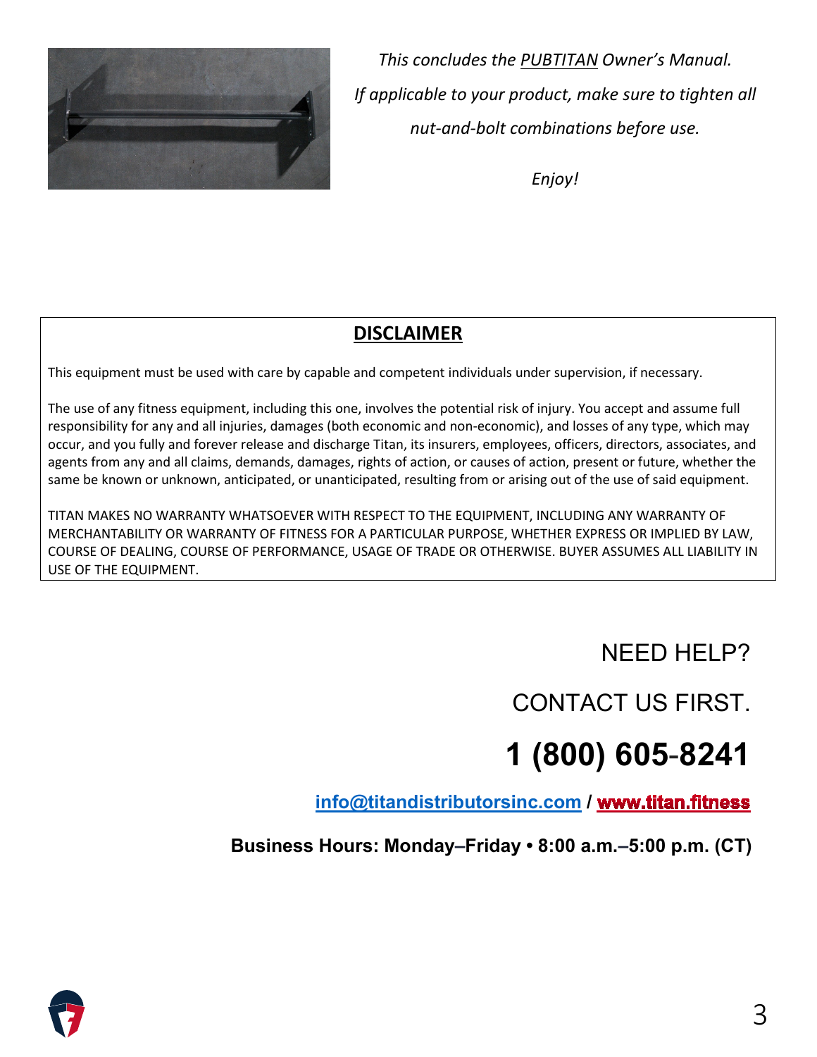*This concludes the PUBTITAN Owner's Manual.*

*If applicable to your product, make sure to tighten all nut-and-bolt combinations before use.*

*Enjoy!*

## DISCLAIMER

This equipment must be used with care by capable and competent individuals under supervision, if necessary.

The use of any fitness equipment, including this one, involves the potential risk of injury. You accept and assume full responsibility for any and all injuries, damages (both economic and non-economic), and losses of any type, which may occur, and you fully and forever release and discharge Titan, its insurers, employees, officers, directors, associates, and agents from any and all claims, demands, damages, rights of action, or causes of action, present or future, whether the same be known or unknown, anticipated, or unanticipated, resulting from or arising out of the use of said equipment.

TITAN MAKES NO WARRANTY WHATSOEVER WITH RESPECT TO THE EQUIPMENT, INCLUDING ANY WARRANTY OF MERCHANTABILITY OR WARRANTY OF FITNESS FOR A PARTICULAR PURPOSE, WHETHER EXPRESS OR IMPLIED BY LAW, COURSE OF DEALING, COURSE OF PERFORMANCE, USAGE OF TRADE OR OTHERWISE. BUYER ASSUMES ALL LIABILITY IN USE OF THE EQUIPMENT.

NEED HELP?

CONTACT US FIRST.

**1 (800) 605-8241**

**info@titandistributorsinc.com / www.titan.fitness**

**Business Hours: Monday–Friday • 8:00 a.m.–5:00 p.m. (CT)**